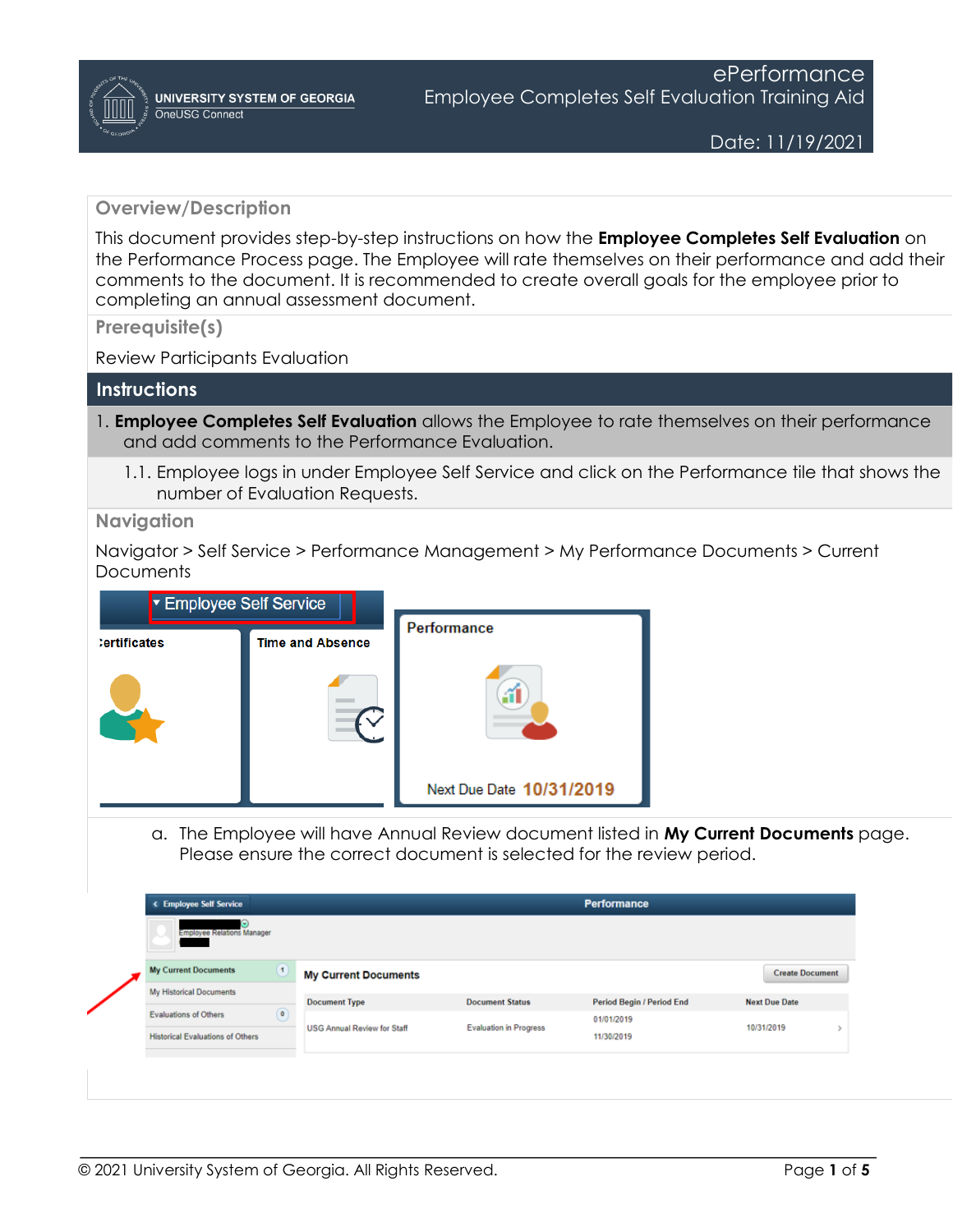# ePerformance

## Employee Completes Self Evaluation Training Aid

Date: 11/19/2021

## Overview/Description

This document provides step-by-step instructions on how the **Employee Completes Self Evaluation** on the Performance Process page. The Employee will rate themselves on their performance and add their comments to the document. It is recommended to create overall goals for the employee prior to completing an annual assessment document.

## Prerequisite(s)

Review Participants Evaluation

## Instructions

1. **Employee Completes Self Evaluation** allows the Employee to rate themselves on their performance and add comments to the Performance Evaluation.

   1.1. Employee logs in under Employee Self Service and click on the Performance tile that shows the number of Evaluation Requests.

## Navigation

Navigator > Self Service > Performance Management > My Performance Documents > Current Documents

a. The Employee will have Annual Review document listed in **My Current Documents** page. Please ensure the correct document is selected for the review period.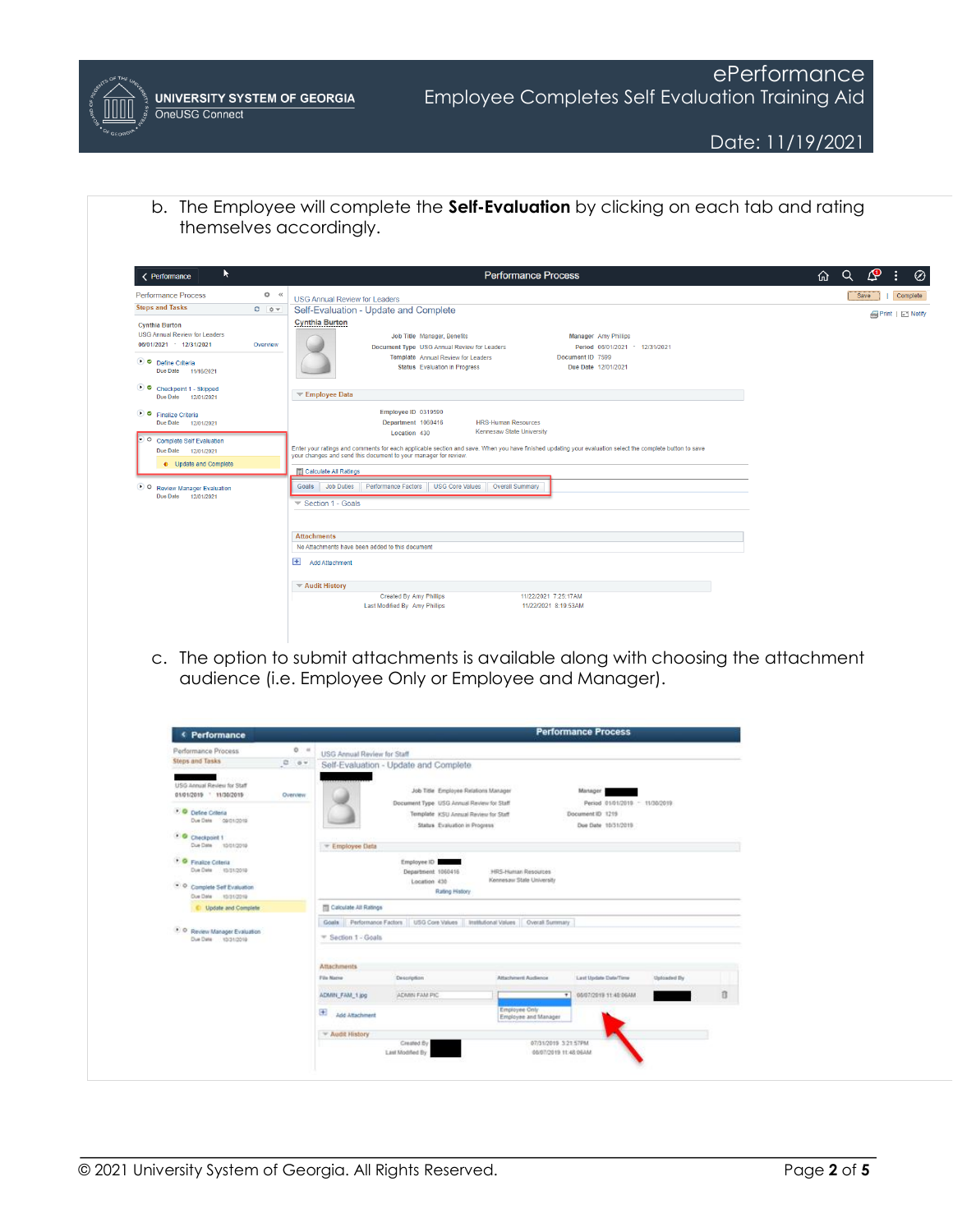b. The Employee will complete the **Self-Evaluation** by clicking on each tab and rating themselves accordingly.

c. The option to submit attachments is available along with choosing the attachment audience (i.e. Employee Only or Employee and Manager).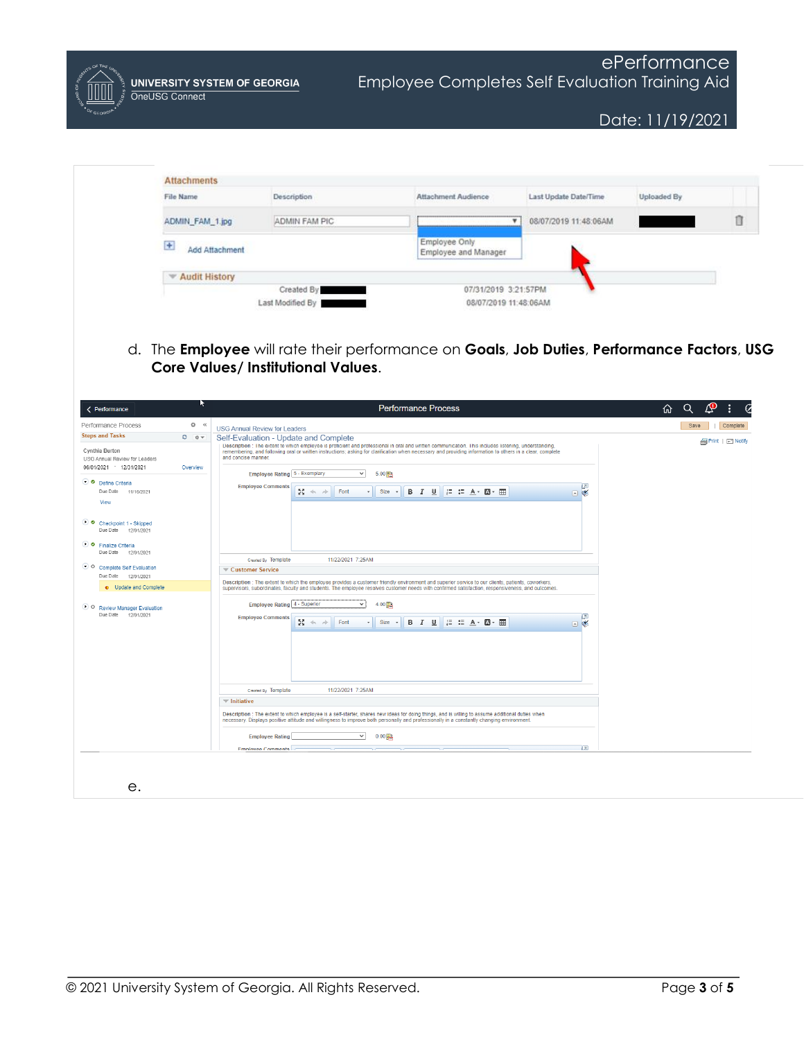d. The **Employee** will rate their performance on **Goals**, **Job Duties**, **Performance Factors**, **USG Core Values/ Institutional Values**.

e.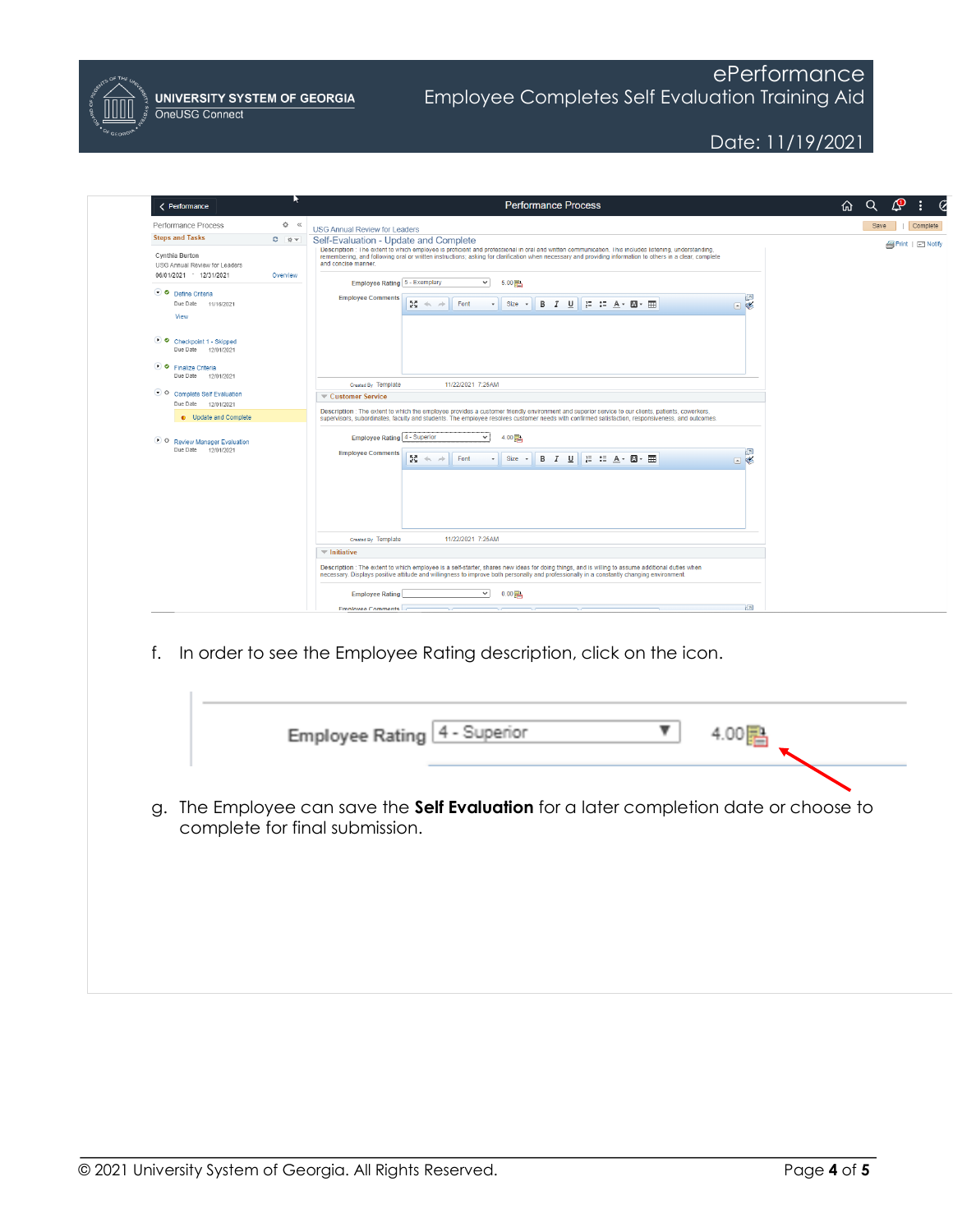f. In order to see the Employee Rating description, click on the icon.

g. The Employee can save the **Self Evaluation** for a later completion date or choose to complete for final submission.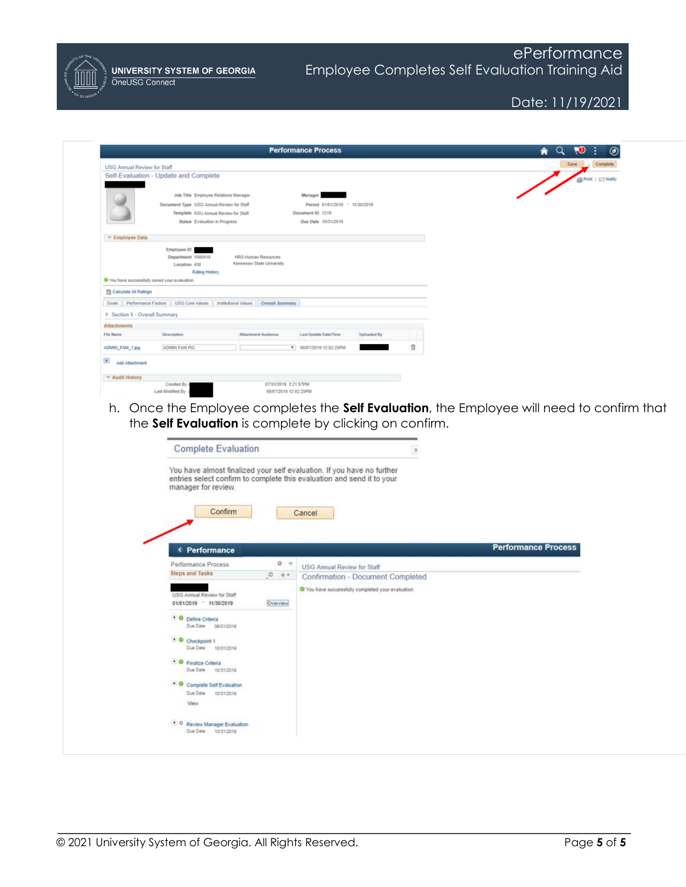h. Once the Employee completes the **Self Evaluation**, the Employee will need to confirm that the **Self Evaluation** is complete by clicking on confirm.